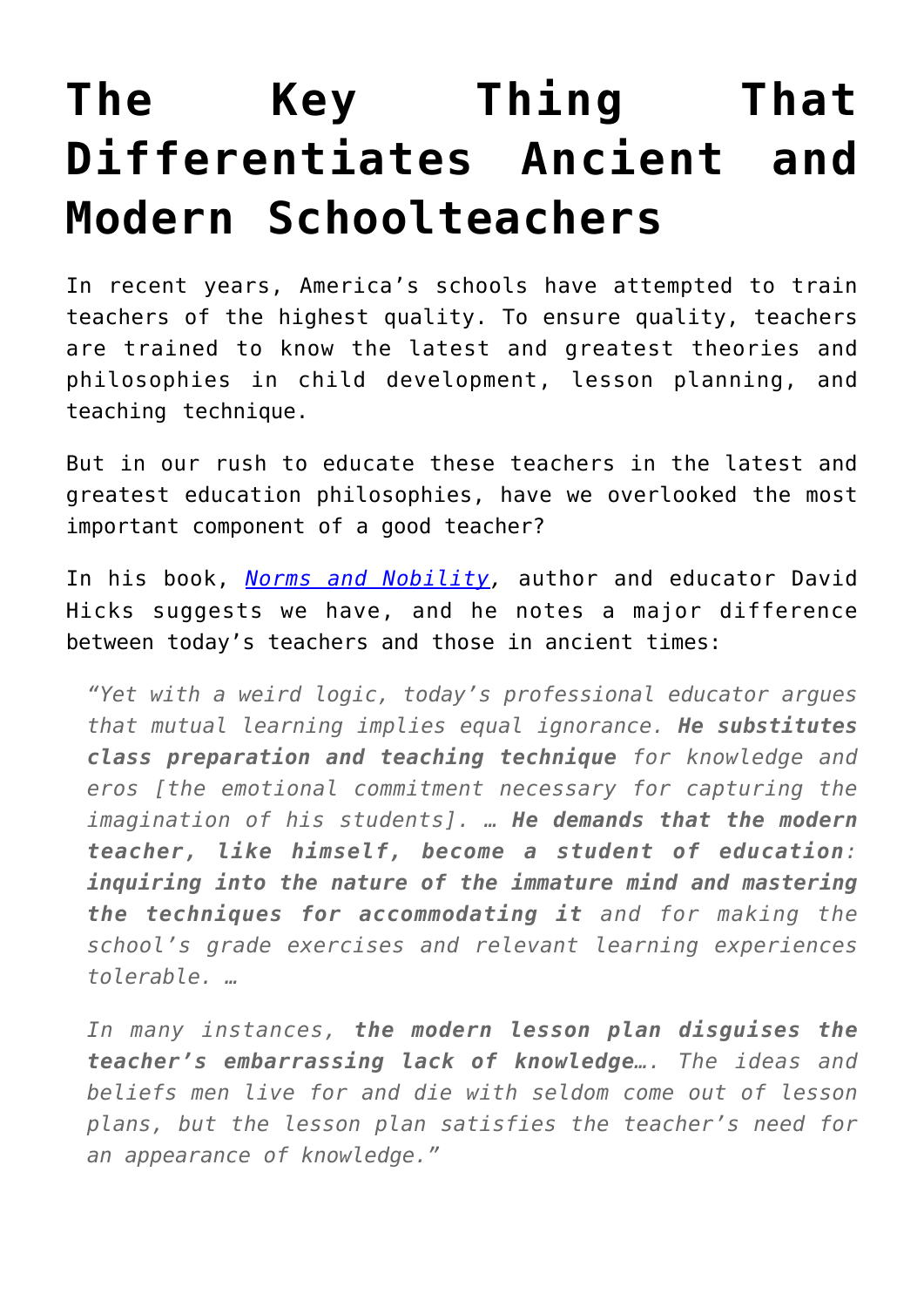# The Key Thing That Differentiates Ancient and Modern Schoolteachers

In recent years, America's schools have attempted to train teachers of the highest quality. To ensure quality, teachers are trained to know the latest and greatest theories and philosophies in child development, lesson planning, and teaching technique.

But in our rush to educate these teachers in the latest and greatest education philosophies, have we overlooked the most important component of a good teacher?

In his book, *[Norms and Nobility](#)*, author and educator David Hicks suggests we have, and he notes a major difference between today's teachers and those in ancient times:

> *"Yet with a weird logic, today's professional educator argues that mutual learning implies equal ignorance.* ***He substitutes class preparation and teaching technique*** *for knowledge and eros [the emotional commitment necessary for capturing the imagination of his students]. …* ***He demands that the modern teacher, like himself, become a student of education****:* ***inquiring into the nature of the immature mind and mastering the techniques for accommodating it*** *and for making the school's grade exercises and relevant learning experiences tolerable. …*
>
> *In many instances,* ***the modern lesson plan disguises the teacher's embarrassing lack of knowledge…****. The ideas and beliefs men live for and die with seldom come out of lesson plans, but the lesson plan satisfies the teacher's need for an appearance of knowledge."*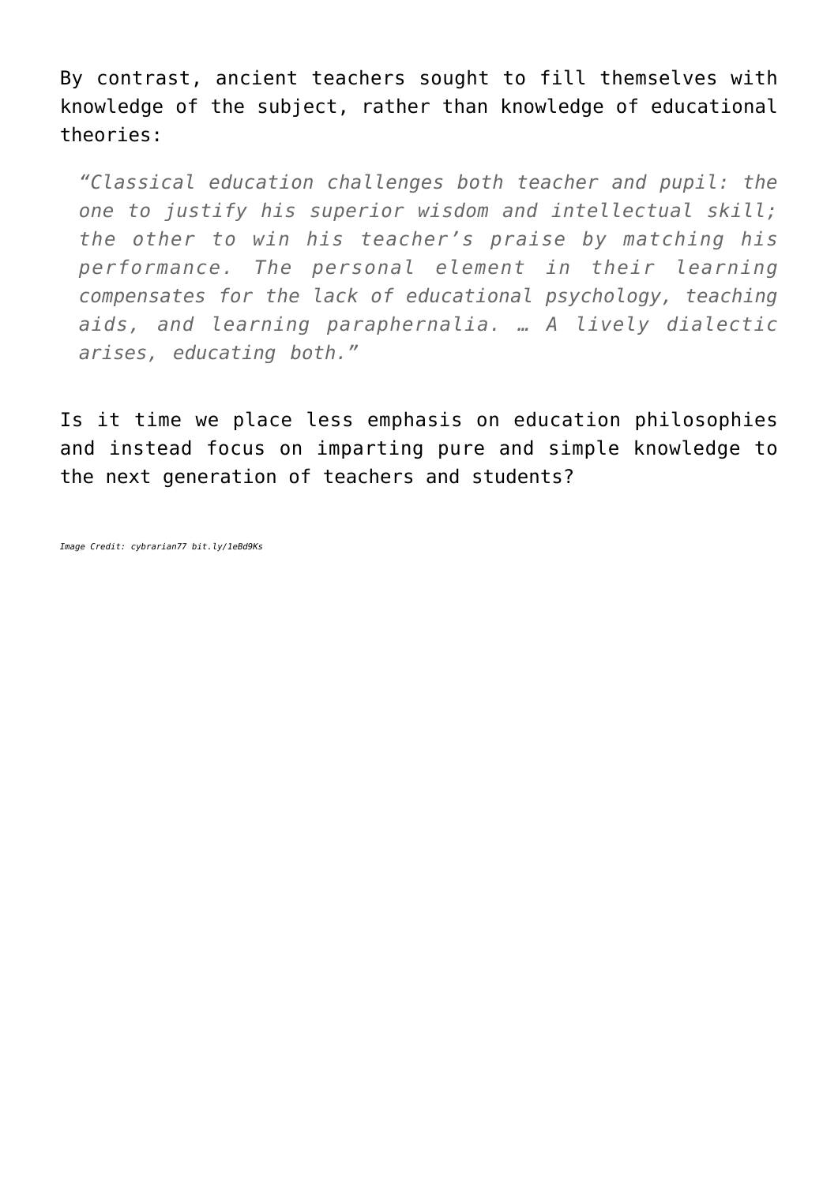By contrast, ancient teachers sought to fill themselves with knowledge of the subject, rather than knowledge of educational theories:

> *"Classical education challenges both teacher and pupil: the one to justify his superior wisdom and intellectual skill; the other to win his teacher's praise by matching his performance. The personal element in their learning compensates for the lack of educational psychology, teaching aids, and learning paraphernalia. … A lively dialectic arises, educating both."*

Is it time we place less emphasis on education philosophies and instead focus on imparting pure and simple knowledge to the next generation of teachers and students?

*Image Credit: cybrarian77 bit.ly/1eBd9Ks*